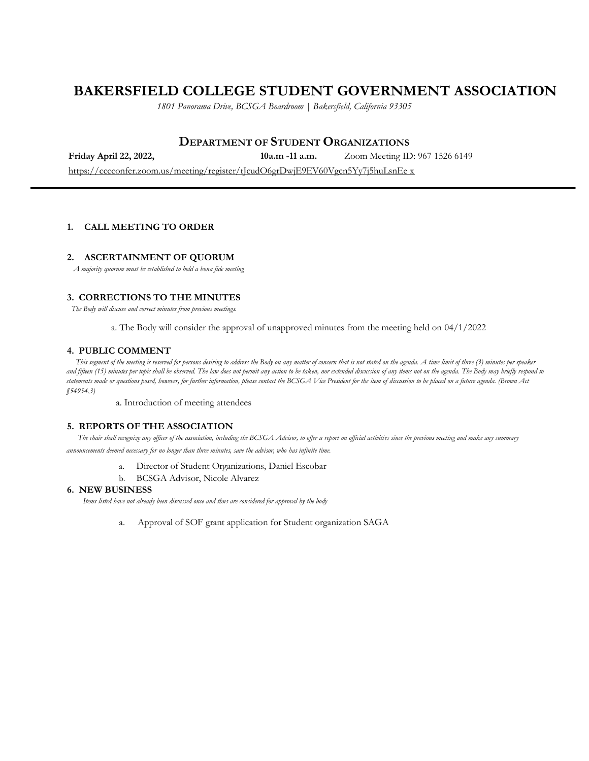# BAKERSFIELD COLLEGE STUDENT GOVERNMENT ASSOCIATION

*1801 Panorama Drive, BCSGA Boardroom | Bakersfield, California 93305*

## DEPARTMENT OF STUDENT ORGANIZATIONS

**Friday April 22, 2022,** **10a.m -11 a.m.** Zoom Meeting ID: 967 1526 6149

https://cccconfer.zoom.us/meeting/register/tJcudO6grDwjE9EV60Vgcn5Yy7j5huLsnEe x

---

### 1. CALL MEETING TO ORDER

### 2. ASCERTAINMENT OF QUORUM

*A majority quorum must be established to hold a bona fide meeting*

### 3. CORRECTIONS TO THE MINUTES

*The Body will discuss and correct minutes from previous meetings.*

a. The Body will consider the approval of unapproved minutes from the meeting held on 04/1/2022

### 4. PUBLIC COMMENT

*This segment of the meeting is reserved for persons desiring to address the Body on any matter of concern that is not stated on the agenda. A time limit of three (3) minutes per speaker and fifteen (15) minutes per topic shall be observed. The law does not permit any action to be taken, nor extended discussion of any items not on the agenda. The Body may briefly respond to statements made or questions posed, however, for further information, please contact the BCSGA Vice President for the item of discussion to be placed on a future agenda. (Brown Act §54954.3)*

a. Introduction of meeting attendees

### 5. REPORTS OF THE ASSOCIATION

*The chair shall recognize any officer of the association, including the BCSGA Advisor, to offer a report on official activities since the previous meeting and make any summary announcements deemed necessary for no longer than three minutes, save the advisor, who has infinite time.*

a. Director of Student Organizations, Daniel Escobar

b. BCSGA Advisor, Nicole Alvarez

### 6. NEW BUSINESS

*Items listed have not already been discussed once and thus are considered for approval by the body*

a. Approval of SOF grant application for Student organization SAGA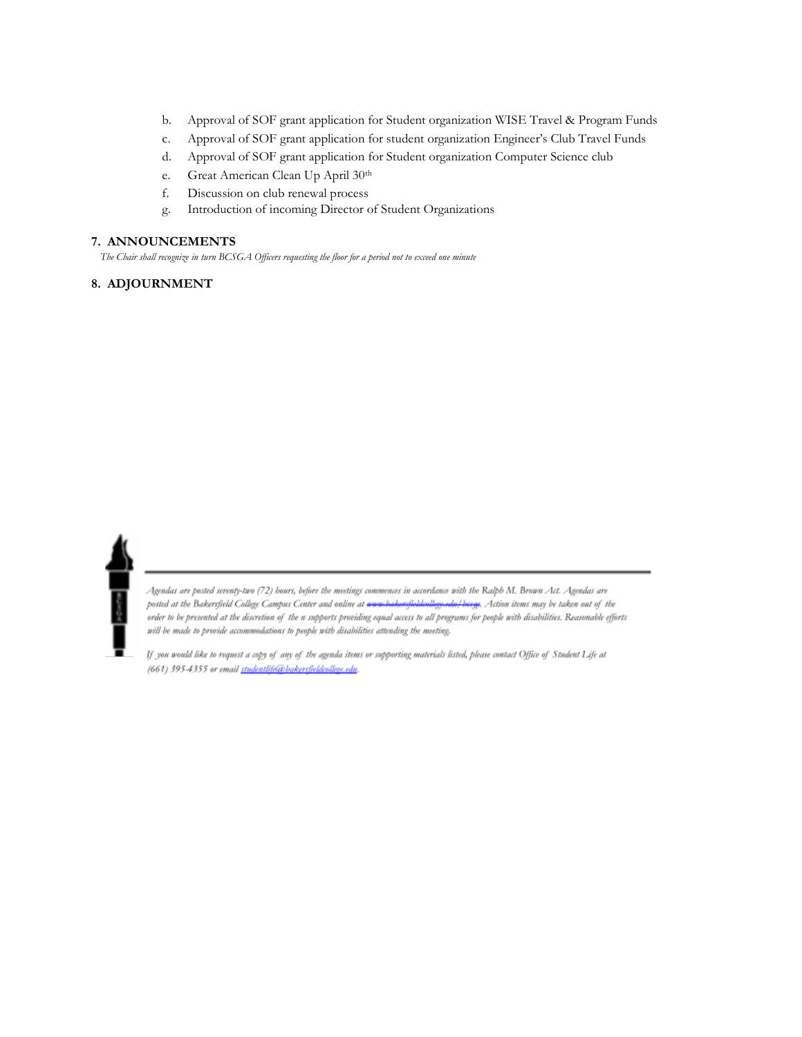b. Approval of SOF grant application for Student organization WISE Travel & Program Funds
c. Approval of SOF grant application for student organization Engineer's Club Travel Funds
d. Approval of SOF grant application for Student organization Computer Science club
e. Great American Clean Up April 30th
f. Discussion on club renewal process
g. Introduction of incoming Director of Student Organizations

## 7. ANNOUNCEMENTS

*The Chair shall recognize in turn BCSGA Officers requesting the floor for a period not to exceed one minute*

## 8. ADJOURNMENT

*Agendas are posted seventy-two (72) hours, before the meetings commences in accordance with the Ralph M. Brown Act. Agendas are posted at the Bakersfield College Campus Center and online at www.bakersfieldcollege.edu/bcsga. Action items may be taken out of the order to be presented at the discretion of the n supports providing equal access to all programs for people with disabilities. Reasonable efforts will be made to provide accommodations to people with disabilities attending the meeting.*

*If you would like to request a copy of any of the agenda items or supporting materials listed, please contact Office of Student Life at (661) 395-4355 or email studentlife@bakersfieldcollege.edu.*